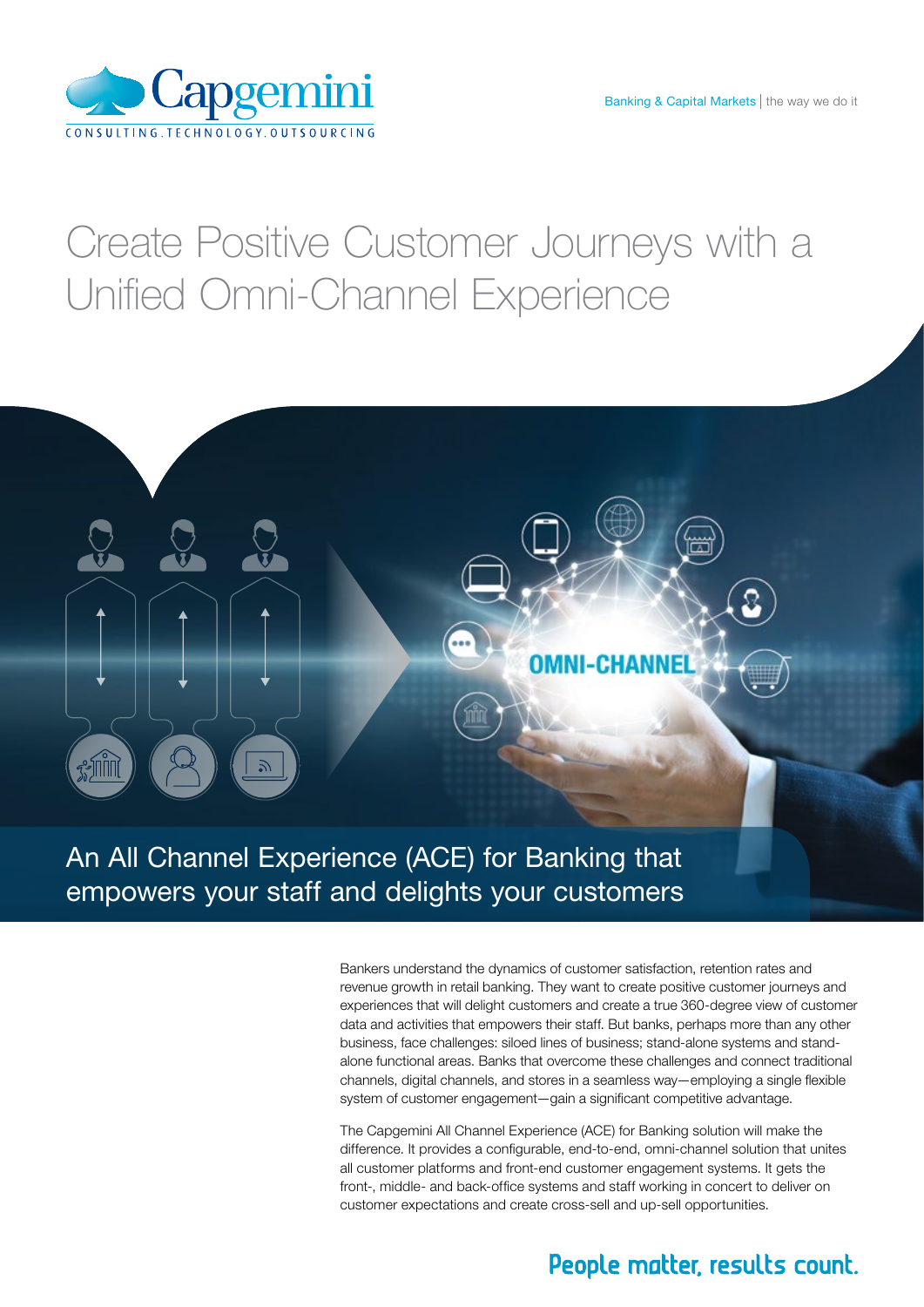# Create Positive Customer Journeys with a Unified Omni-Channel Experience

## An All Channel Experience (ACE) for Banking that empowers your staff and delights your customers

Bankers understand the dynamics of customer satisfaction, retention rates and revenue growth in retail banking. They want to create positive customer journeys and experiences that will delight customers and create a true 360-degree view of customer data and activities that empowers their staff. But banks, perhaps more than any other business, face challenges: siloed lines of business; stand-alone systems and stand-alone functional areas. Banks that overcome these challenges and connect traditional channels, digital channels, and stores in a seamless way—employing a single flexible system of customer engagement—gain a significant competitive advantage.

The Capgemini All Channel Experience (ACE) for Banking solution will make the difference. It provides a configurable, end-to-end, omni-channel solution that unites all customer platforms and front-end customer engagement systems. It gets the front-, middle- and back-office systems and staff working in concert to deliver on customer expectations and create cross-sell and up-sell opportunities.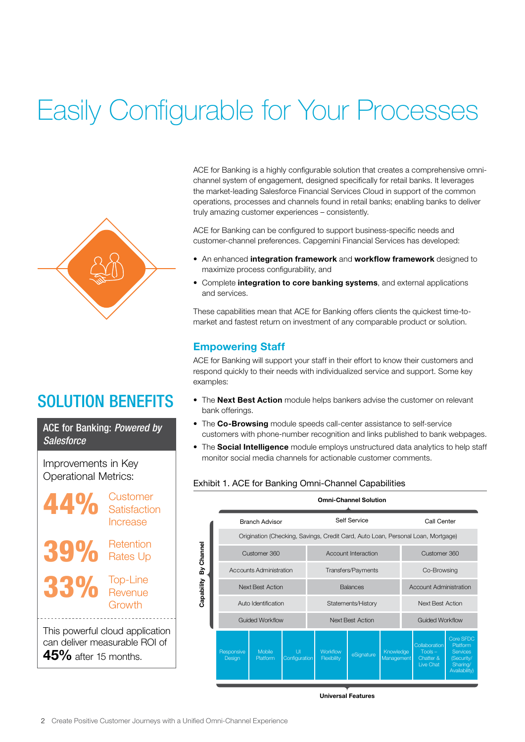# Easily Configurable for Your Processes

ACE for Banking is a highly configurable solution that creates a comprehensive omni-channel system of engagement, designed specifically for retail banks. It leverages the market-leading Salesforce Financial Services Cloud in support of the common operations, processes and channels found in retail banks; enabling banks to deliver truly amazing customer experiences – consistently.

ACE for Banking can be configured to support business-specific needs and customer-channel preferences. Capgemini Financial Services has developed:

- An enhanced **integration framework** and **workflow framework** designed to maximize process configurability, and
- Complete **integration to core banking systems**, and external applications and services.

These capabilities mean that ACE for Banking offers clients the quickest time-to-market and fastest return on investment of any comparable product or solution.

### Empowering Staff

ACE for Banking will support your staff in their effort to know their customers and respond quickly to their needs with individualized service and support. Some key examples:

- The **Next Best Action** module helps bankers advise the customer on relevant bank offerings.
- The **Co-Browsing** module speeds call-center assistance to self-service customers with phone-number recognition and links published to bank webpages.
- The **Social Intelligence** module employs unstructured data analytics to help staff monitor social media channels for actionable customer comments.

Exhibit 1. ACE for Banking Omni-Channel Capabilities

**Omni-Channel Solution**

Capability By Channel:

| Branch Advisor | Self Service | Call Center |
|---|---|---|
| Origination (Checking, Savings, Credit Card, Auto Loan, Personal Loan, Mortgage) | | |
| Customer 360 | Account Interaction | Customer 360 |
| Accounts Administration | Transfers/Payments | Co-Browsing |
| Next Best Action | Balances | Account Administration |
| Auto Identification | Statements/History | Next Best Action |
| Guided Workflow | Next Best Action | Guided Workflow |

| Responsive Design | Mobile Platform | UI Configuration | Workflow Flexibility | eSignature | Knowledge Management | Collaboration Tools – Chatter & Live Chat | Core SFDC Platform Services (Security/ Sharing/ Availability) |
|---|---|---|---|---|---|---|---|

**Universal Features**

## SOLUTION BENEFITS

**ACE for Banking: *Powered by Salesforce***

Improvements in Key Operational Metrics:

- **44%** Customer Satisfaction Increase
- **39%** Retention Rates Up
- **33%** Top-Line Revenue Growth

This powerful cloud application can deliver measurable ROI of **45%** after 15 months.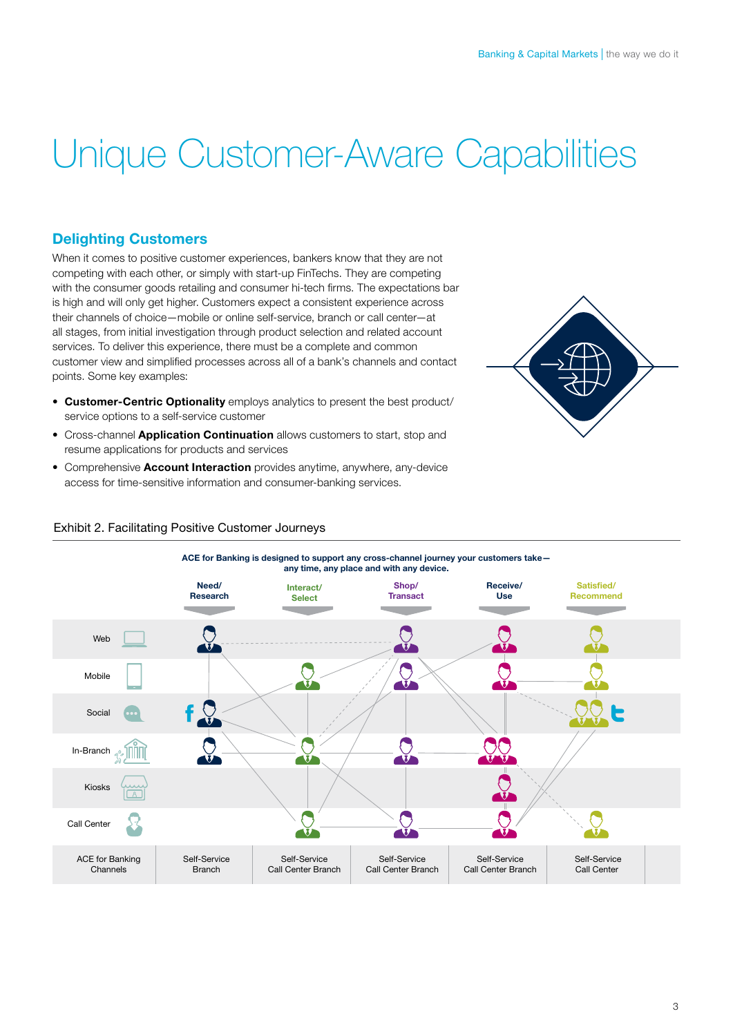# Unique Customer-Aware Capabilities

## Delighting Customers

When it comes to positive customer experiences, bankers know that they are not competing with each other, or simply with start-up FinTechs. They are competing with the consumer goods retailing and consumer hi-tech firms. The expectations bar is high and will only get higher. Customers expect a consistent experience across their channels of choice—mobile or online self-service, branch or call center—at all stages, from initial investigation through product selection and related account services. To deliver this experience, there must be a complete and common customer view and simplified processes across all of a bank's channels and contact points. Some key examples:

- **Customer-Centric Optionality** employs analytics to present the best product/ service options to a self-service customer
- Cross-channel **Application Continuation** allows customers to start, stop and resume applications for products and services
- Comprehensive **Account Interaction** provides anytime, anywhere, any-device access for time-sensitive information and consumer-banking services.

Exhibit 2. Facilitating Positive Customer Journeys

**ACE for Banking is designed to support any cross-channel journey your customers take— any time, any place and with any device.**

| | Need/ Research | Interact/ Select | Shop/ Transact | Receive/ Use | Satisfied/ Recommend |
|---|---|---|---|---|---|
| Web | | | | | |
| Mobile | | | | | |
| Social | | | | | |
| In-Branch | | | | | |
| Kiosks | | | | | |
| Call Center | | | | | |
| ACE for Banking Channels | Self-Service Branch | Self-Service Call Center Branch | Self-Service Call Center Branch | Self-Service Call Center Branch | Self-Service Call Center |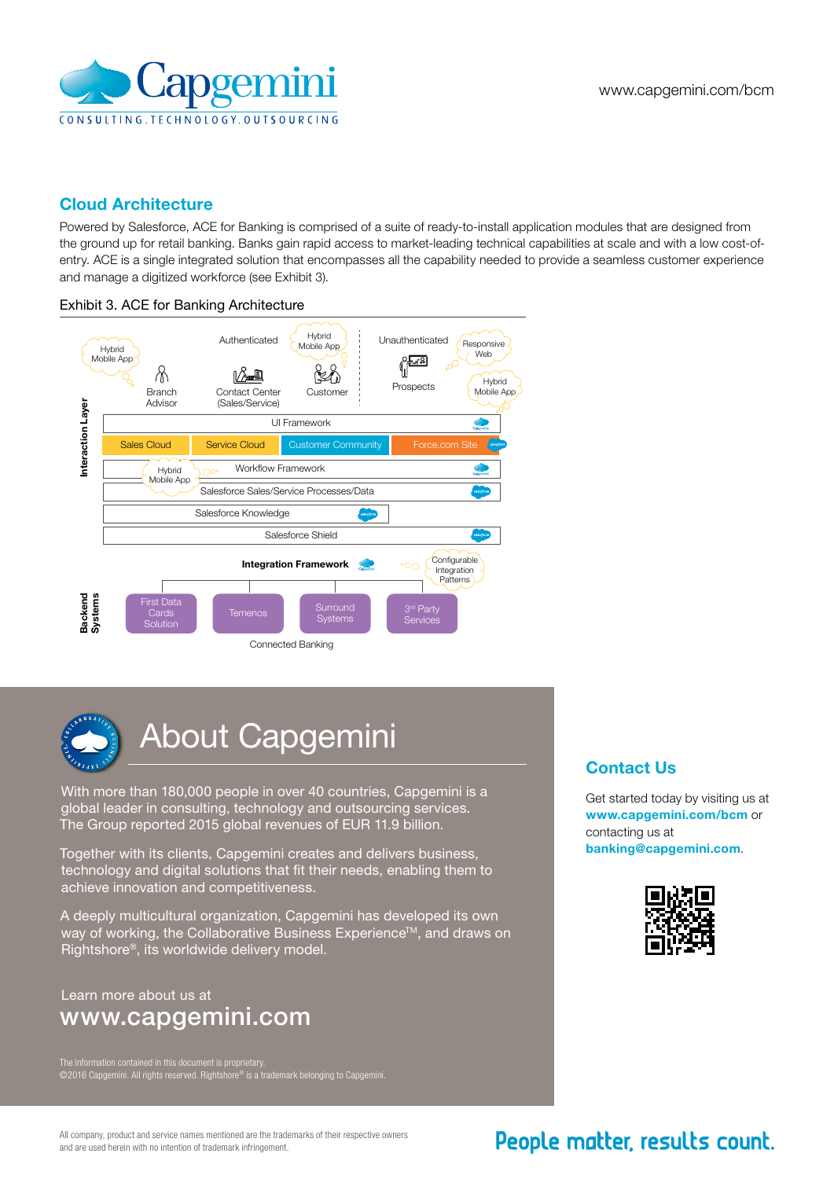www.capgemini.com/bcm

## Cloud Architecture

Powered by Salesforce, ACE for Banking is comprised of a suite of ready-to-install application modules that are designed from the ground up for retail banking. Banks gain rapid access to market-leading technical capabilities at scale and with a low cost-of-entry. ACE is a single integrated solution that encompasses all the capability needed to provide a seamless customer experience and manage a digitized workforce (see Exhibit 3).

Exhibit 3. ACE for Banking Architecture

Interaction Layer

Authenticated

Hybrid Mobile App

Branch Advisor

Contact Center (Sales/Service)

Customer

Unauthenticated

Prospects

Responsive Web

UI Framework

Sales Cloud

Service Cloud

Customer Community

Force.com Site

Workflow Framework

Salesforce Sales/Service Processes/Data

Salesforce Knowledge

Salesforce Shield

Integration Framework

Configurable Integration Patterns

Backend Systems

First Data Cards Solution

Temenos

Surround Systems

3rd Party Services

Connected Banking

# About Capgemini

With more than 180,000 people in over 40 countries, Capgemini is a global leader in consulting, technology and outsourcing services. The Group reported 2015 global revenues of EUR 11.9 billion.

Together with its clients, Capgemini creates and delivers business, technology and digital solutions that fit their needs, enabling them to achieve innovation and competitiveness.

A deeply multicultural organization, Capgemini has developed its own way of working, the Collaborative Business Experience™, and draws on Rightshore®, its worldwide delivery model.

Learn more about us at
**www.capgemini.com**

The information contained in this document is proprietary.
©2016 Capgemini. All rights reserved. Rightshore® is a trademark belonging to Capgemini.

## Contact Us

Get started today by visiting us at **www.capgemini.com/bcm** or contacting us at **banking@capgemini.com**.

All company, product and service names mentioned are the trademarks of their respective owners and are used herein with no intention of trademark infringement.

People matter, results count.